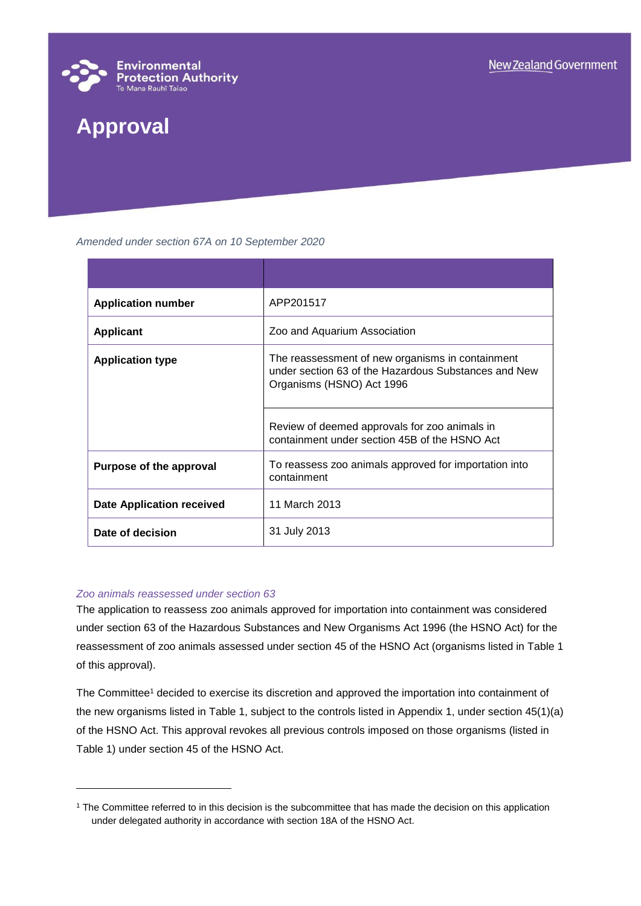Environmental Protection Authority
Te Mana Rauhī Taiao

New Zealand Government

# Approval

*Amended under section 67A on 10 September 2020*

| | |
|---|---|
| **Application number** | APP201517 |
| **Applicant** | Zoo and Aquarium Association |
| **Application type** | The reassessment of new organisms in containment under section 63 of the Hazardous Substances and New Organisms (HSNO) Act 1996 |
| | Review of deemed approvals for zoo animals in containment under section 45B of the HSNO Act |
| **Purpose of the approval** | To reassess zoo animals approved for importation into containment |
| **Date Application received** | 11 March 2013 |
| **Date of decision** | 31 July 2013 |

*Zoo animals reassessed under section 63*

The application to reassess zoo animals approved for importation into containment was considered under section 63 of the Hazardous Substances and New Organisms Act 1996 (the HSNO Act) for the reassessment of zoo animals assessed under section 45 of the HSNO Act (organisms listed in Table 1 of this approval).

The Committee[1] decided to exercise its discretion and approved the importation into containment of the new organisms listed in Table 1, subject to the controls listed in Appendix 1, under section 45(1)(a) of the HSNO Act. This approval revokes all previous controls imposed on those organisms (listed in Table 1) under section 45 of the HSNO Act.

[1] The Committee referred to in this decision is the subcommittee that has made the decision on this application under delegated authority in accordance with section 18A of the HSNO Act.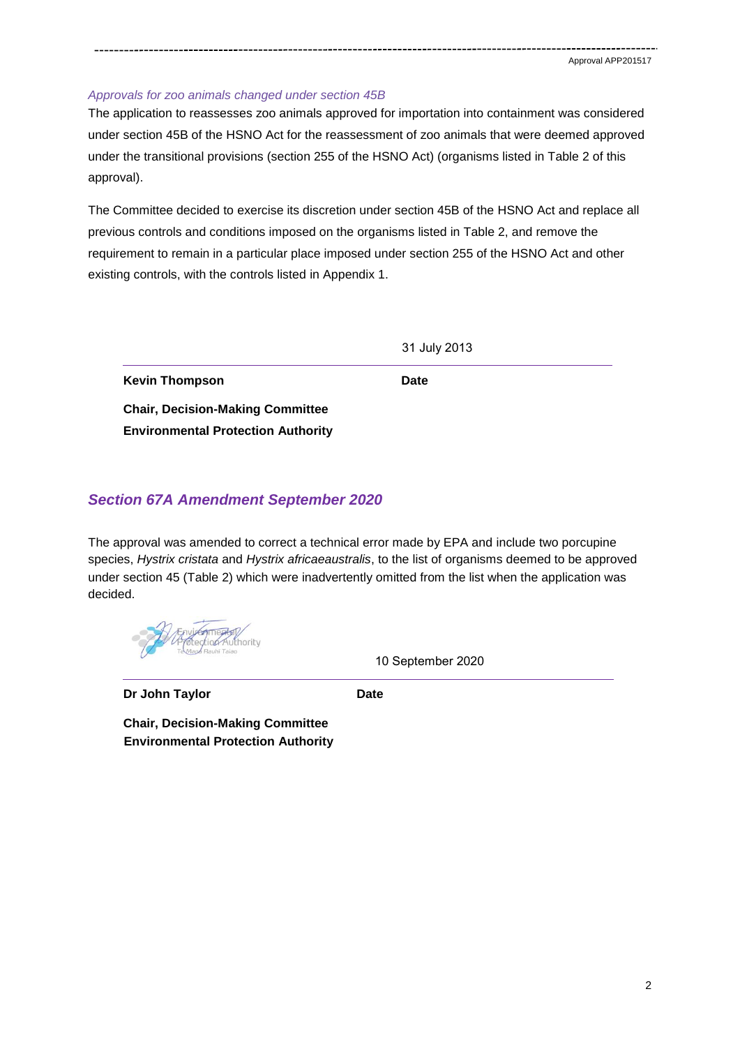*Approvals for zoo animals changed under section 45B*

The application to reassesses zoo animals approved for importation into containment was considered under section 45B of the HSNO Act for the reassessment of zoo animals that were deemed approved under the transitional provisions (section 255 of the HSNO Act) (organisms listed in Table 2 of this approval).

The Committee decided to exercise its discretion under section 45B of the HSNO Act and replace all previous controls and conditions imposed on the organisms listed in Table 2, and remove the requirement to remain in a particular place imposed under section 255 of the HSNO Act and other existing controls, with the controls listed in Appendix 1.

| | 31 July 2013 |
|---|---|
| **Kevin Thompson** | **Date** |

**Chair, Decision-Making Committee**
**Environmental Protection Authority**

## *Section 67A Amendment September 2020*

The approval was amended to correct a technical error made by EPA and include two porcupine species, *Hystrix cristata* and *Hystrix africaeaustralis*, to the list of organisms deemed to be approved under section 45 (Table 2) which were inadvertently omitted from the list when the application was decided.

| | 10 September 2020 |
|---|---|
| **Dr John Taylor** | **Date** |

**Chair, Decision-Making Committee**
**Environmental Protection Authority**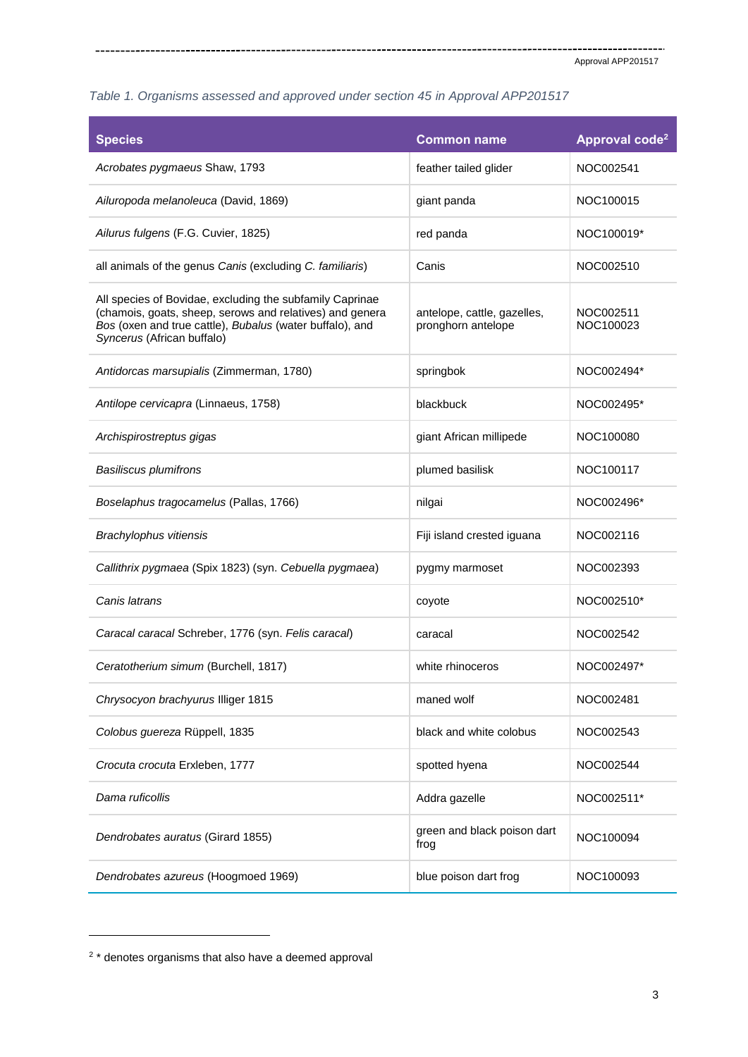*Table 1. Organisms assessed and approved under section 45 in Approval APP201517*

| Species | Common name | Approval code[2] |
|---|---|---|
| *Acrobates pygmaeus* Shaw, 1793 | feather tailed glider | NOC002541 |
| *Ailuropoda melanoleuca* (David, 1869) | giant panda | NOC100015 |
| *Ailurus fulgens* (F.G. Cuvier, 1825) | red panda | NOC100019* |
| all animals of the genus *Canis* (excluding *C. familiaris*) | Canis | NOC002510 |
| All species of Bovidae, excluding the subfamily Caprinae (chamois, goats, sheep, serows and relatives) and genera *Bos* (oxen and true cattle), *Bubalus* (water buffalo), and *Syncerus* (African buffalo) | antelope, cattle, gazelles, pronghorn antelope | NOC002511 NOC100023 |
| *Antidorcas marsupialis* (Zimmerman, 1780) | springbok | NOC002494* |
| *Antilope cervicapra* (Linnaeus, 1758) | blackbuck | NOC002495* |
| *Archispirostreptus gigas* | giant African millipede | NOC100080 |
| *Basiliscus plumifrons* | plumed basilisk | NOC100117 |
| *Boselaphus tragocamelus* (Pallas, 1766) | nilgai | NOC002496* |
| *Brachylophus vitiensis* | Fiji island crested iguana | NOC002116 |
| *Callithrix pygmaea* (Spix 1823) (syn. *Cebuella pygmaea*) | pygmy marmoset | NOC002393 |
| *Canis latrans* | coyote | NOC002510* |
| *Caracal caracal* Schreber, 1776 (syn. *Felis caracal*) | caracal | NOC002542 |
| *Ceratotherium simum* (Burchell, 1817) | white rhinoceros | NOC002497* |
| *Chrysocyon brachyurus* Illiger 1815 | maned wolf | NOC002481 |
| *Colobus guereza* Rüppell, 1835 | black and white colobus | NOC002543 |
| *Crocuta crocuta* Erxleben, 1777 | spotted hyena | NOC002544 |
| *Dama ruficollis* | Addra gazelle | NOC002511* |
| *Dendrobates auratus* (Girard 1855) | green and black poison dart frog | NOC100094 |
| *Dendrobates azureus* (Hoogmoed 1969) | blue poison dart frog | NOC100093 |

[2] * denotes organisms that also have a deemed approval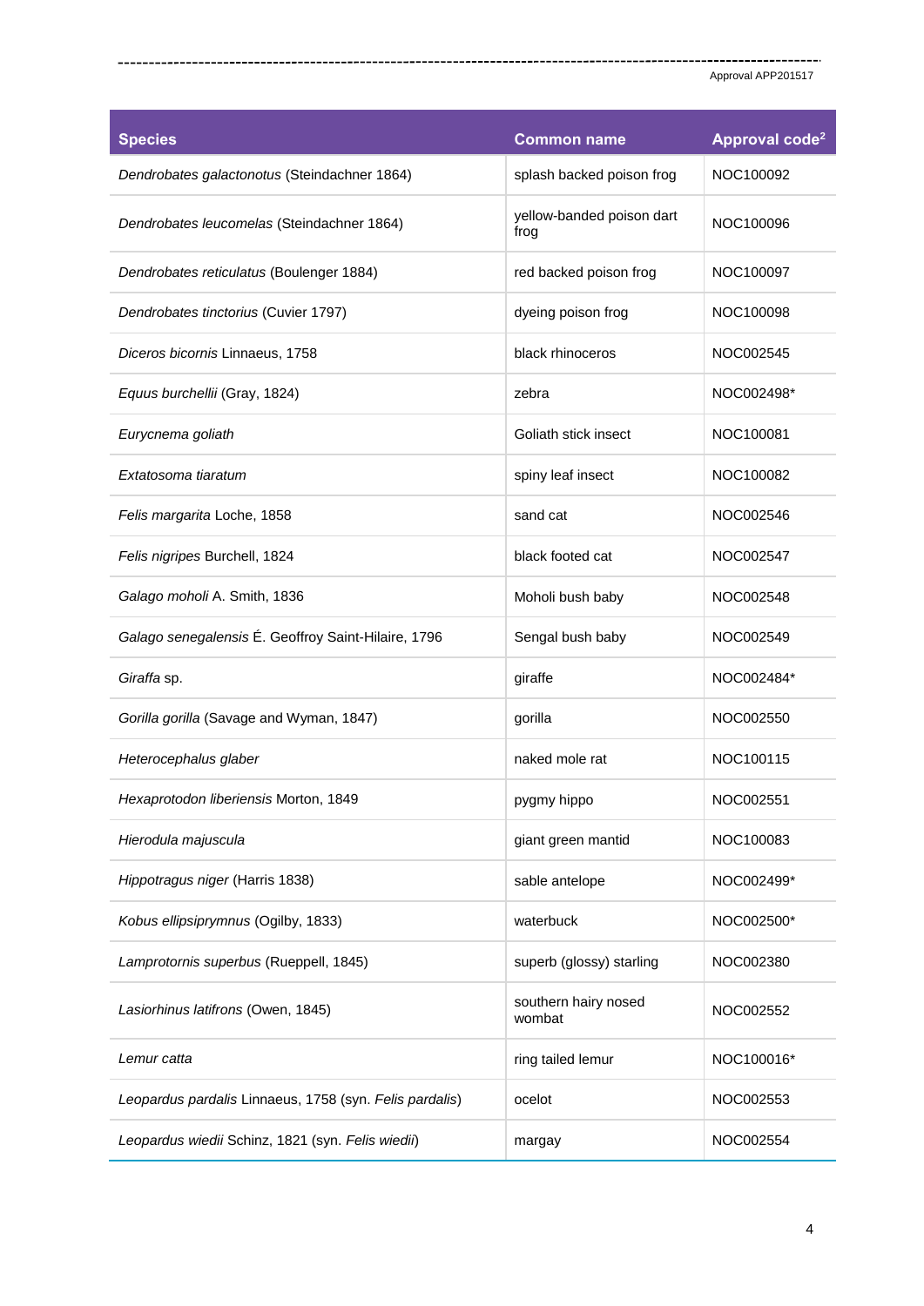| Species | Common name | Approval code[2] |
|---|---|---|
| *Dendrobates galactonotus* (Steindachner 1864) | splash backed poison frog | NOC100092 |
| *Dendrobates leucomelas* (Steindachner 1864) | yellow-banded poison dart frog | NOC100096 |
| *Dendrobates reticulatus* (Boulenger 1884) | red backed poison frog | NOC100097 |
| *Dendrobates tinctorius* (Cuvier 1797) | dyeing poison frog | NOC100098 |
| *Diceros bicornis* Linnaeus, 1758 | black rhinoceros | NOC002545 |
| *Equus burchellii* (Gray, 1824) | zebra | NOC002498* |
| *Eurycnema goliath* | Goliath stick insect | NOC100081 |
| *Extatosoma tiaratum* | spiny leaf insect | NOC100082 |
| *Felis margarita* Loche, 1858 | sand cat | NOC002546 |
| *Felis nigripes* Burchell, 1824 | black footed cat | NOC002547 |
| *Galago moholi* A. Smith, 1836 | Moholi bush baby | NOC002548 |
| *Galago senegalensis* É. Geoffroy Saint-Hilaire, 1796 | Sengal bush baby | NOC002549 |
| *Giraffa* sp. | giraffe | NOC002484* |
| *Gorilla gorilla* (Savage and Wyman, 1847) | gorilla | NOC002550 |
| *Heterocephalus glaber* | naked mole rat | NOC100115 |
| *Hexaprotodon liberiensis* Morton, 1849 | pygmy hippo | NOC002551 |
| *Hierodula majuscula* | giant green mantid | NOC100083 |
| *Hippotragus niger* (Harris 1838) | sable antelope | NOC002499* |
| *Kobus ellipsiprymnus* (Ogilby, 1833) | waterbuck | NOC002500* |
| *Lamprotornis superbus* (Rueppell, 1845) | superb (glossy) starling | NOC002380 |
| *Lasiorhinus latifrons* (Owen, 1845) | southern hairy nosed wombat | NOC002552 |
| *Lemur catta* | ring tailed lemur | NOC100016* |
| *Leopardus pardalis* Linnaeus, 1758 (syn. *Felis pardalis*) | ocelot | NOC002553 |
| *Leopardus wiedii* Schinz, 1821 (syn. *Felis wiedii*) | margay | NOC002554 |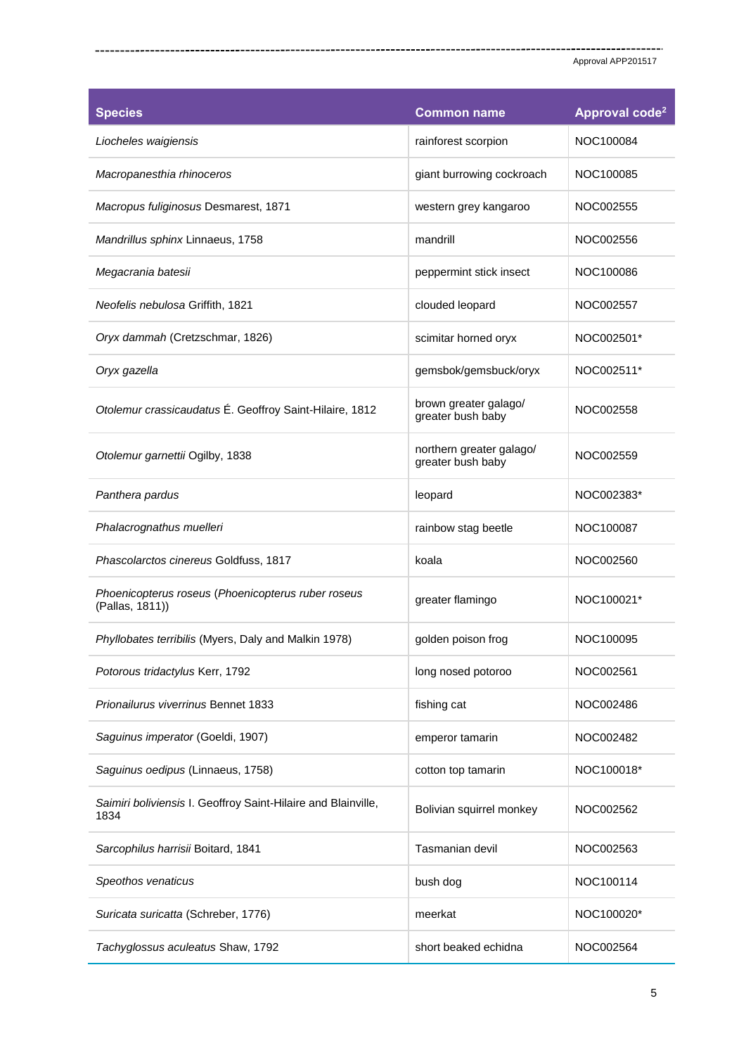| Species | Common name | Approval code[2] |
|---|---|---|
| *Liocheles waigiensis* | rainforest scorpion | NOC100084 |
| *Macropanesthia rhinoceros* | giant burrowing cockroach | NOC100085 |
| *Macropus fuliginosus* Desmarest, 1871 | western grey kangaroo | NOC002555 |
| *Mandrillus sphinx* Linnaeus, 1758 | mandrill | NOC002556 |
| *Megacrania batesii* | peppermint stick insect | NOC100086 |
| *Neofelis nebulosa* Griffith, 1821 | clouded leopard | NOC002557 |
| *Oryx dammah* (Cretzschmar, 1826) | scimitar horned oryx | NOC002501* |
| *Oryx gazella* | gemsbok/gemsbuck/oryx | NOC002511* |
| *Otolemur crassicaudatus* É. Geoffroy Saint-Hilaire, 1812 | brown greater galago/ greater bush baby | NOC002558 |
| *Otolemur garnettii* Ogilby, 1838 | northern greater galago/ greater bush baby | NOC002559 |
| *Panthera pardus* | leopard | NOC002383* |
| *Phalacrognathus muelleri* | rainbow stag beetle | NOC100087 |
| *Phascolarctos cinereus* Goldfuss, 1817 | koala | NOC002560 |
| *Phoenicopterus roseus* (*Phoenicopterus ruber roseus* (Pallas, 1811)) | greater flamingo | NOC100021* |
| *Phyllobates terribilis* (Myers, Daly and Malkin 1978) | golden poison frog | NOC100095 |
| *Potorous tridactylus* Kerr, 1792 | long nosed potoroo | NOC002561 |
| *Prionailurus viverrinus* Bennet 1833 | fishing cat | NOC002486 |
| *Saguinus imperator* (Goeldi, 1907) | emperor tamarin | NOC002482 |
| *Saguinus oedipus* (Linnaeus, 1758) | cotton top tamarin | NOC100018* |
| *Saimiri boliviensis* I. Geoffroy Saint-Hilaire and Blainville, 1834 | Bolivian squirrel monkey | NOC002562 |
| *Sarcophilus harrisii* Boitard, 1841 | Tasmanian devil | NOC002563 |
| *Speothos venaticus* | bush dog | NOC100114 |
| *Suricata suricatta* (Schreber, 1776) | meerkat | NOC100020* |
| *Tachyglossus aculeatus* Shaw, 1792 | short beaked echidna | NOC002564 |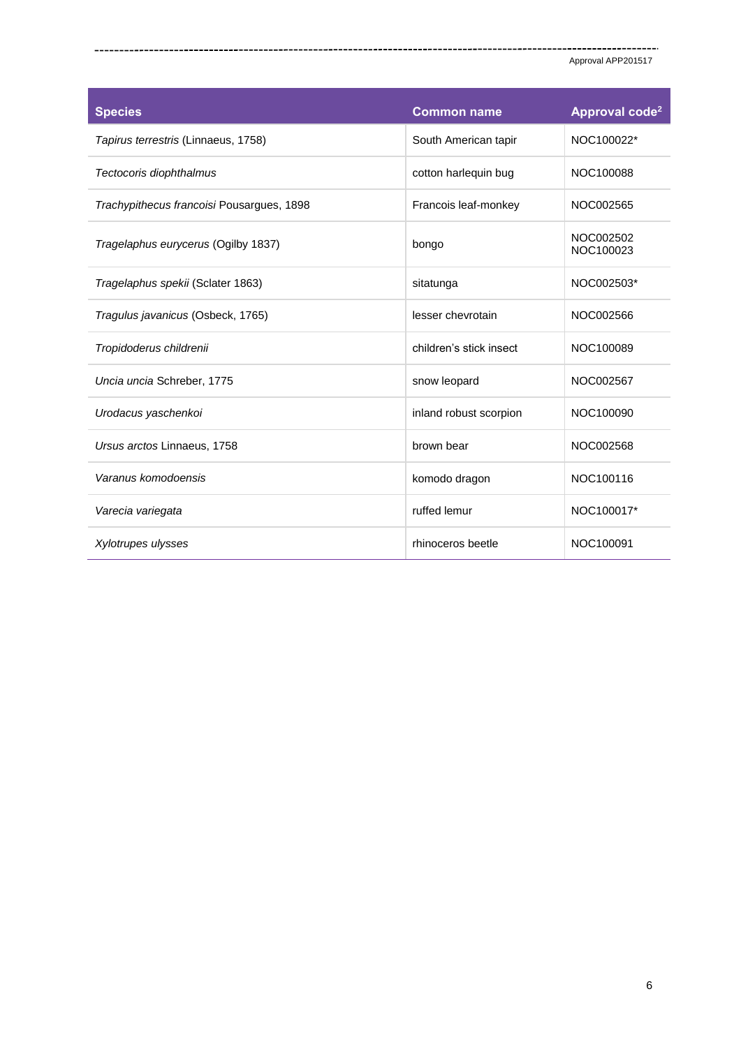| Species | Common name | Approval code[2] |
|---|---|---|
| *Tapirus terrestris* (Linnaeus, 1758) | South American tapir | NOC100022* |
| *Tectocoris diophthalmus* | cotton harlequin bug | NOC100088 |
| *Trachypithecus francoisi* Pousargues, 1898 | Francois leaf-monkey | NOC002565 |
| *Tragelaphus eurycerus* (Ogilby 1837) | bongo | NOC002502 NOC100023 |
| *Tragelaphus spekii* (Sclater 1863) | sitatunga | NOC002503* |
| *Tragulus javanicus* (Osbeck, 1765) | lesser chevrotain | NOC002566 |
| *Tropidoderus childrenii* | children's stick insect | NOC100089 |
| *Uncia uncia* Schreber, 1775 | snow leopard | NOC002567 |
| *Urodacus yaschenkoi* | inland robust scorpion | NOC100090 |
| *Ursus arctos* Linnaeus, 1758 | brown bear | NOC002568 |
| *Varanus komodoensis* | komodo dragon | NOC100116 |
| *Varecia variegata* | ruffed lemur | NOC100017* |
| *Xylotrupes ulysses* | rhinoceros beetle | NOC100091 |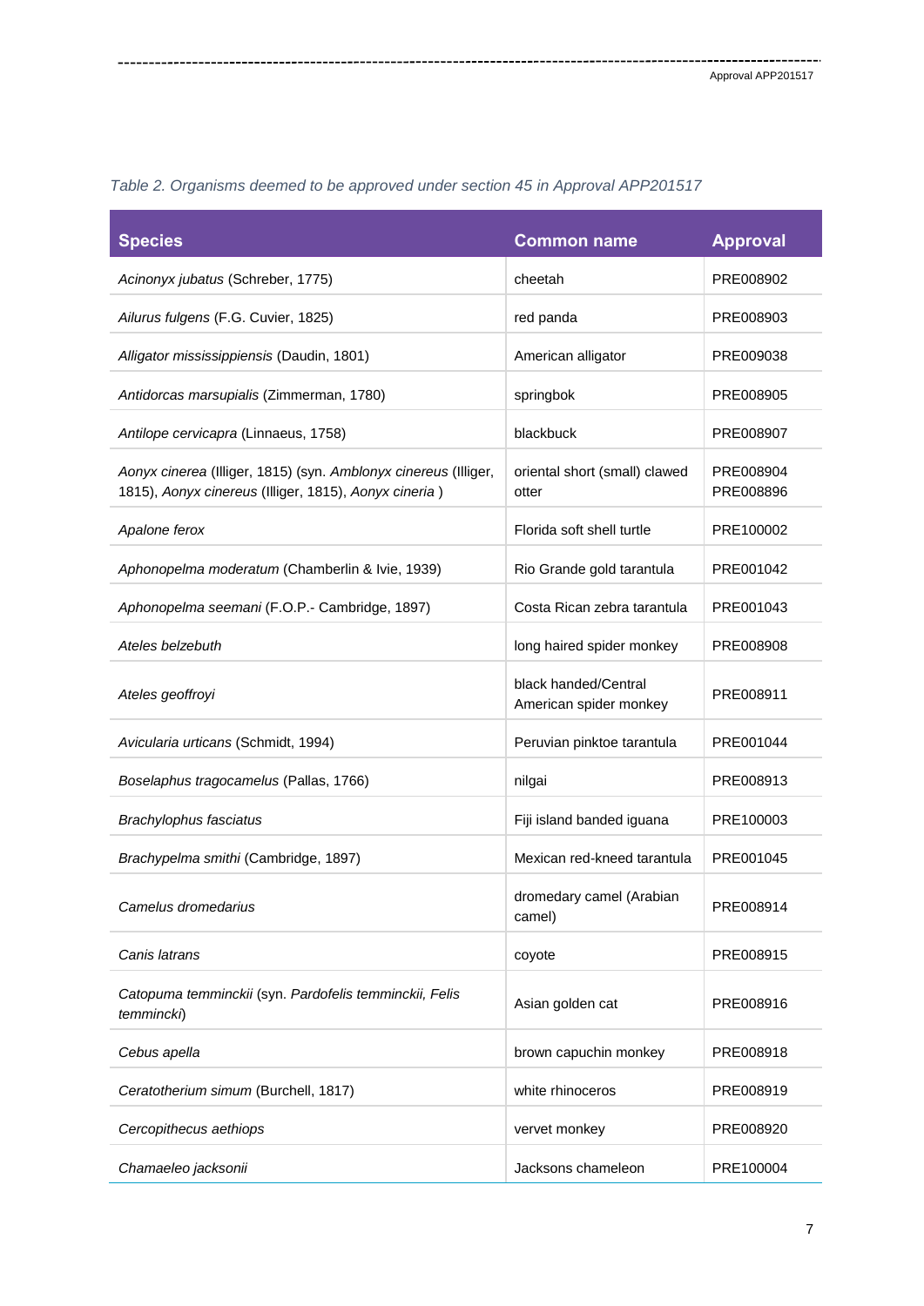*Table 2. Organisms deemed to be approved under section 45 in Approval APP201517*

| Species | Common name | Approval |
|---|---|---|
| *Acinonyx jubatus* (Schreber, 1775) | cheetah | PRE008902 |
| *Ailurus fulgens* (F.G. Cuvier, 1825) | red panda | PRE008903 |
| *Alligator mississippiensis* (Daudin, 1801) | American alligator | PRE009038 |
| *Antidorcas marsupialis* (Zimmerman, 1780) | springbok | PRE008905 |
| *Antilope cervicapra* (Linnaeus, 1758) | blackbuck | PRE008907 |
| *Aonyx cinerea* (Illiger, 1815) (syn. *Amblonyx cinereus* (Illiger, 1815), *Aonyx cinereus* (Illiger, 1815), *Aonyx cineria* ) | oriental short (small) clawed otter | PRE008904 PRE008896 |
| *Apalone ferox* | Florida soft shell turtle | PRE100002 |
| *Aphonopelma moderatum* (Chamberlin & Ivie, 1939) | Rio Grande gold tarantula | PRE001042 |
| *Aphonopelma seemani* (F.O.P.- Cambridge, 1897) | Costa Rican zebra tarantula | PRE001043 |
| *Ateles belzebuth* | long haired spider monkey | PRE008908 |
| *Ateles geoffroyi* | black handed/Central American spider monkey | PRE008911 |
| *Avicularia urticans* (Schmidt, 1994) | Peruvian pinktoe tarantula | PRE001044 |
| *Boselaphus tragocamelus* (Pallas, 1766) | nilgai | PRE008913 |
| *Brachylophus fasciatus* | Fiji island banded iguana | PRE100003 |
| *Brachypelma smithi* (Cambridge, 1897) | Mexican red-kneed tarantula | PRE001045 |
| *Camelus dromedarius* | dromedary camel (Arabian camel) | PRE008914 |
| *Canis latrans* | coyote | PRE008915 |
| *Catopuma temminckii* (syn. *Pardofelis temminckii, Felis temmincki*) | Asian golden cat | PRE008916 |
| *Cebus apella* | brown capuchin monkey | PRE008918 |
| *Ceratotherium simum* (Burchell, 1817) | white rhinoceros | PRE008919 |
| *Cercopithecus aethiops* | vervet monkey | PRE008920 |
| *Chamaeleo jacksonii* | Jacksons chameleon | PRE100004 |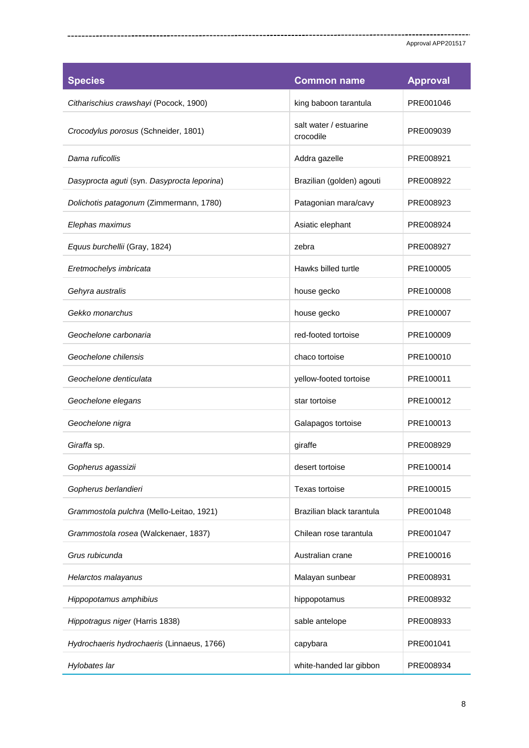| Species | Common name | Approval |
|---|---|---|
| *Citharischius crawshayi* (Pocock, 1900) | king baboon tarantula | PRE001046 |
| *Crocodylus porosus* (Schneider, 1801) | salt water / estuarine crocodile | PRE009039 |
| *Dama ruficollis* | Addra gazelle | PRE008921 |
| *Dasyprocta aguti* (syn. *Dasyprocta leporina*) | Brazilian (golden) agouti | PRE008922 |
| *Dolichotis patagonum* (Zimmermann, 1780) | Patagonian mara/cavy | PRE008923 |
| *Elephas maximus* | Asiatic elephant | PRE008924 |
| *Equus burchellii* (Gray, 1824) | zebra | PRE008927 |
| *Eretmochelys imbricata* | Hawks billed turtle | PRE100005 |
| *Gehyra australis* | house gecko | PRE100008 |
| *Gekko monarchus* | house gecko | PRE100007 |
| *Geochelone carbonaria* | red-footed tortoise | PRE100009 |
| *Geochelone chilensis* | chaco tortoise | PRE100010 |
| *Geochelone denticulata* | yellow-footed tortoise | PRE100011 |
| *Geochelone elegans* | star tortoise | PRE100012 |
| *Geochelone nigra* | Galapagos tortoise | PRE100013 |
| *Giraffa* sp. | giraffe | PRE008929 |
| *Gopherus agassizii* | desert tortoise | PRE100014 |
| *Gopherus berlandieri* | Texas tortoise | PRE100015 |
| *Grammostola pulchra* (Mello-Leitao, 1921) | Brazilian black tarantula | PRE001048 |
| *Grammostola rosea* (Walckenaer, 1837) | Chilean rose tarantula | PRE001047 |
| *Grus rubicunda* | Australian crane | PRE100016 |
| *Helarctos malayanus* | Malayan sunbear | PRE008931 |
| *Hippopotamus amphibius* | hippopotamus | PRE008932 |
| *Hippotragus niger* (Harris 1838) | sable antelope | PRE008933 |
| *Hydrochaeris hydrochaeris* (Linnaeus, 1766) | capybara | PRE001041 |
| *Hylobates lar* | white-handed lar gibbon | PRE008934 |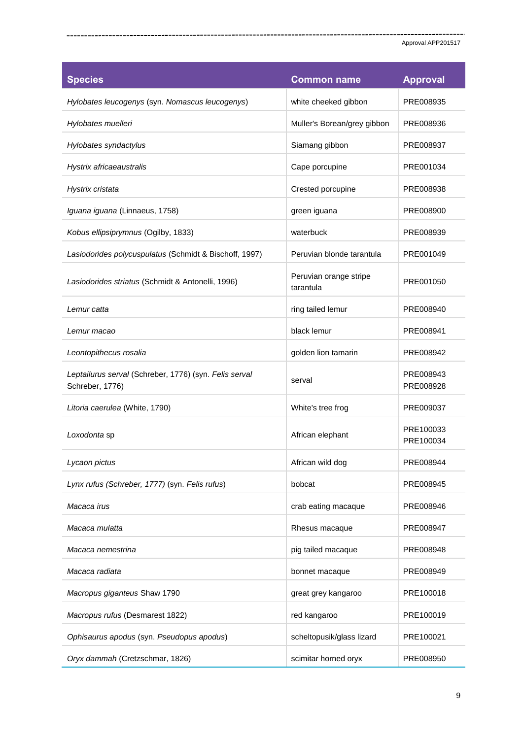| Species | Common name | Approval |
|---|---|---|
| *Hylobates leucogenys* (syn. *Nomascus leucogenys*) | white cheeked gibbon | PRE008935 |
| *Hylobates muelleri* | Muller's Borean/grey gibbon | PRE008936 |
| *Hylobates syndactylus* | Siamang gibbon | PRE008937 |
| *Hystrix africaeaustralis* | Cape porcupine | PRE001034 |
| *Hystrix cristata* | Crested porcupine | PRE008938 |
| *Iguana iguana* (Linnaeus, 1758) | green iguana | PRE008900 |
| *Kobus ellipsiprymnus* (Ogilby, 1833) | waterbuck | PRE008939 |
| *Lasiodorides polycuspulatus* (Schmidt & Bischoff, 1997) | Peruvian blonde tarantula | PRE001049 |
| *Lasiodorides striatus* (Schmidt & Antonelli, 1996) | Peruvian orange stripe tarantula | PRE001050 |
| *Lemur catta* | ring tailed lemur | PRE008940 |
| *Lemur macao* | black lemur | PRE008941 |
| *Leontopithecus rosalia* | golden lion tamarin | PRE008942 |
| *Leptailurus serval* (Schreber, 1776) (syn. *Felis serval* Schreber, 1776) | serval | PRE008943 PRE008928 |
| *Litoria caerulea* (White, 1790) | White's tree frog | PRE009037 |
| *Loxodonta* sp | African elephant | PRE100033 PRE100034 |
| *Lycaon pictus* | African wild dog | PRE008944 |
| *Lynx rufus (Schreber, 1777)* (syn. *Felis rufus*) | bobcat | PRE008945 |
| *Macaca irus* | crab eating macaque | PRE008946 |
| *Macaca mulatta* | Rhesus macaque | PRE008947 |
| *Macaca nemestrina* | pig tailed macaque | PRE008948 |
| *Macaca radiata* | bonnet macaque | PRE008949 |
| *Macropus giganteus* Shaw 1790 | great grey kangaroo | PRE100018 |
| *Macropus rufus* (Desmarest 1822) | red kangaroo | PRE100019 |
| *Ophisaurus apodus* (syn. *Pseudopus apodus*) | scheltopusik/glass lizard | PRE100021 |
| *Oryx dammah* (Cretzschmar, 1826) | scimitar horned oryx | PRE008950 |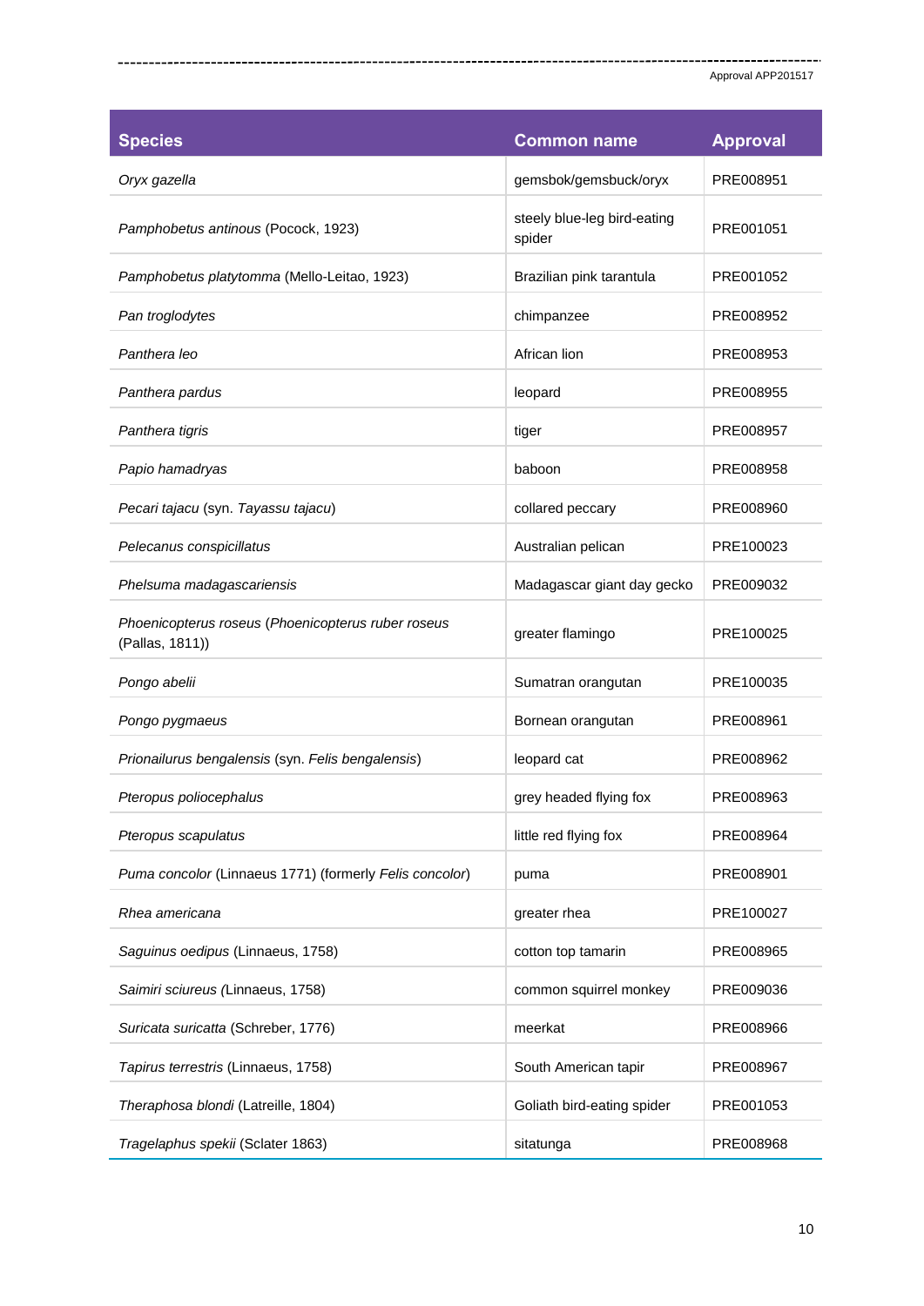| Species | Common name | Approval |
|---|---|---|
| *Oryx gazella* | gemsbok/gemsbuck/oryx | PRE008951 |
| *Pamphobetus antinous* (Pocock, 1923) | steely blue-leg bird-eating spider | PRE001051 |
| *Pamphobetus platytomma* (Mello-Leitao, 1923) | Brazilian pink tarantula | PRE001052 |
| *Pan troglodytes* | chimpanzee | PRE008952 |
| *Panthera leo* | African lion | PRE008953 |
| *Panthera pardus* | leopard | PRE008955 |
| *Panthera tigris* | tiger | PRE008957 |
| *Papio hamadryas* | baboon | PRE008958 |
| *Pecari tajacu* (syn. *Tayassu tajacu*) | collared peccary | PRE008960 |
| *Pelecanus conspicillatus* | Australian pelican | PRE100023 |
| *Phelsuma madagascariensis* | Madagascar giant day gecko | PRE009032 |
| *Phoenicopterus roseus* (*Phoenicopterus ruber roseus* (Pallas, 1811)) | greater flamingo | PRE100025 |
| *Pongo abelii* | Sumatran orangutan | PRE100035 |
| *Pongo pygmaeus* | Bornean orangutan | PRE008961 |
| *Prionailurus bengalensis* (syn. *Felis bengalensis*) | leopard cat | PRE008962 |
| *Pteropus poliocephalus* | grey headed flying fox | PRE008963 |
| *Pteropus scapulatus* | little red flying fox | PRE008964 |
| *Puma concolor* (Linnaeus 1771) (formerly *Felis concolor*) | puma | PRE008901 |
| *Rhea americana* | greater rhea | PRE100027 |
| *Saguinus oedipus* (Linnaeus, 1758) | cotton top tamarin | PRE008965 |
| *Saimiri sciureus* (Linnaeus, 1758) | common squirrel monkey | PRE009036 |
| *Suricata suricatta* (Schreber, 1776) | meerkat | PRE008966 |
| *Tapirus terrestris* (Linnaeus, 1758) | South American tapir | PRE008967 |
| *Theraphosa blondi* (Latreille, 1804) | Goliath bird-eating spider | PRE001053 |
| *Tragelaphus spekii* (Sclater 1863) | sitatunga | PRE008968 |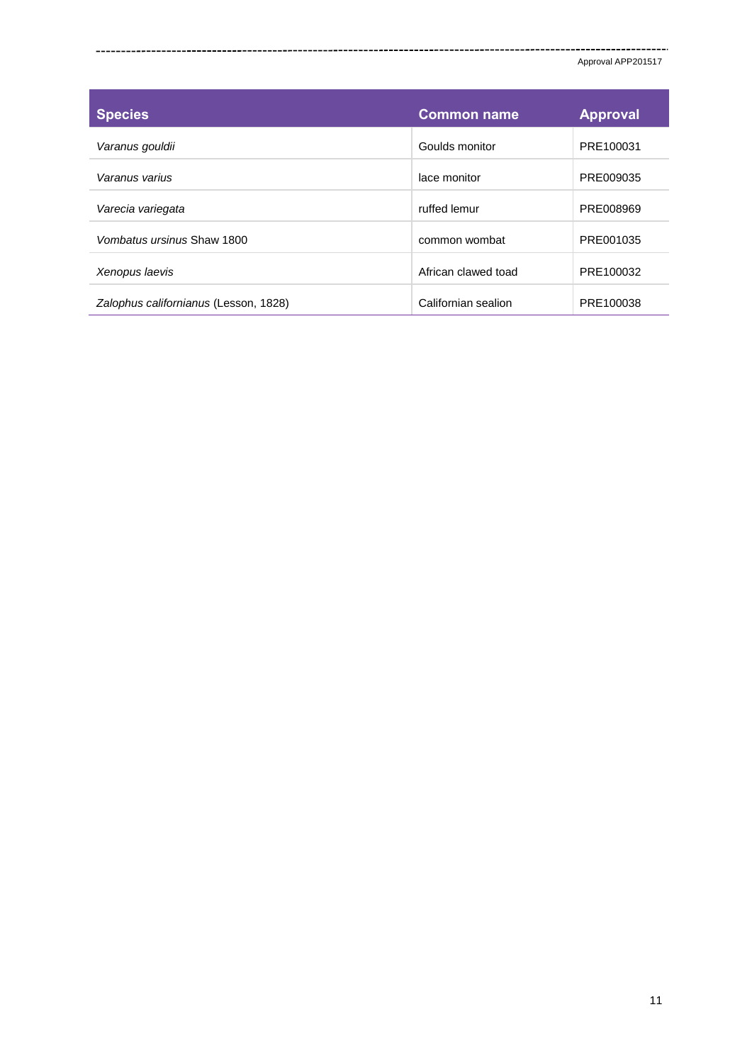| Species | Common name | Approval |
|---|---|---|
| *Varanus gouldii* | Goulds monitor | PRE100031 |
| *Varanus varius* | lace monitor | PRE009035 |
| *Varecia variegata* | ruffed lemur | PRE008969 |
| *Vombatus ursinus* Shaw 1800 | common wombat | PRE001035 |
| *Xenopus laevis* | African clawed toad | PRE100032 |
| *Zalophus californianus* (Lesson, 1828) | Californian sealion | PRE100038 |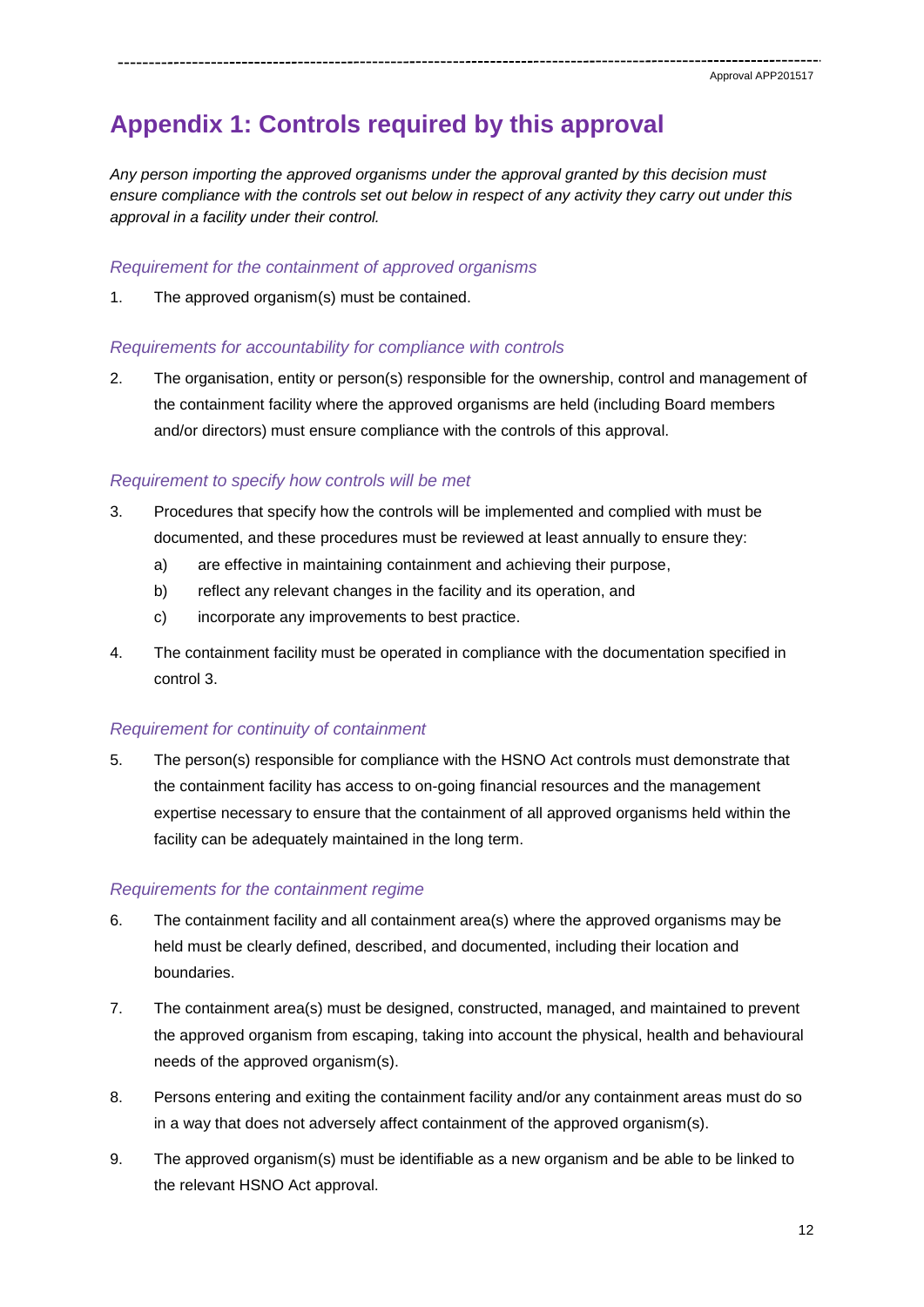# Appendix 1: Controls required by this approval

*Any person importing the approved organisms under the approval granted by this decision must ensure compliance with the controls set out below in respect of any activity they carry out under this approval in a facility under their control.*

### *Requirement for the containment of approved organisms*

1. The approved organism(s) must be contained.

### *Requirements for accountability for compliance with controls*

2. The organisation, entity or person(s) responsible for the ownership, control and management of the containment facility where the approved organisms are held (including Board members and/or directors) must ensure compliance with the controls of this approval.

### *Requirement to specify how controls will be met*

3. Procedures that specify how the controls will be implemented and complied with must be documented, and these procedures must be reviewed at least annually to ensure they:
   a) are effective in maintaining containment and achieving their purpose,
   b) reflect any relevant changes in the facility and its operation, and
   c) incorporate any improvements to best practice.
4. The containment facility must be operated in compliance with the documentation specified in control 3.

### *Requirement for continuity of containment*

5. The person(s) responsible for compliance with the HSNO Act controls must demonstrate that the containment facility has access to on-going financial resources and the management expertise necessary to ensure that the containment of all approved organisms held within the facility can be adequately maintained in the long term.

### *Requirements for the containment regime*

6. The containment facility and all containment area(s) where the approved organisms may be held must be clearly defined, described, and documented, including their location and boundaries.
7. The containment area(s) must be designed, constructed, managed, and maintained to prevent the approved organism from escaping, taking into account the physical, health and behavioural needs of the approved organism(s).
8. Persons entering and exiting the containment facility and/or any containment areas must do so in a way that does not adversely affect containment of the approved organism(s).
9. The approved organism(s) must be identifiable as a new organism and be able to be linked to the relevant HSNO Act approval.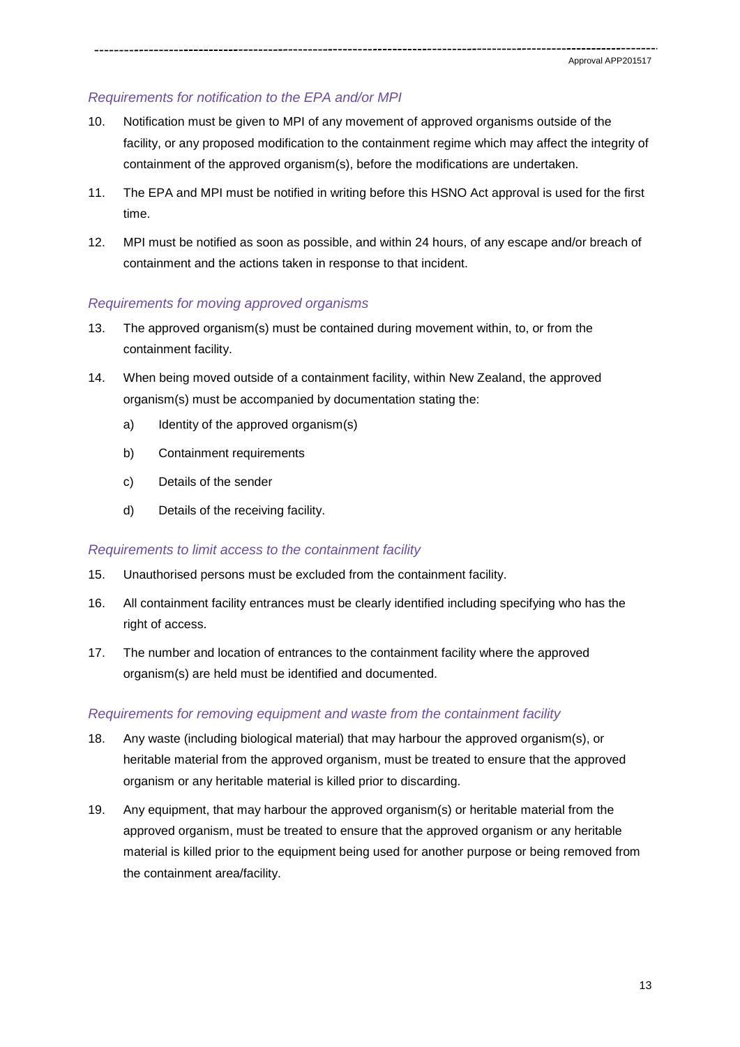### *Requirements for notification to the EPA and/or MPI*

10. Notification must be given to MPI of any movement of approved organisms outside of the facility, or any proposed modification to the containment regime which may affect the integrity of containment of the approved organism(s), before the modifications are undertaken.

11. The EPA and MPI must be notified in writing before this HSNO Act approval is used for the first time.

12. MPI must be notified as soon as possible, and within 24 hours, of any escape and/or breach of containment and the actions taken in response to that incident.

### *Requirements for moving approved organisms*

13. The approved organism(s) must be contained during movement within, to, or from the containment facility.

14. When being moved outside of a containment facility, within New Zealand, the approved organism(s) must be accompanied by documentation stating the:

    a) Identity of the approved organism(s)

    b) Containment requirements

    c) Details of the sender

    d) Details of the receiving facility.

### *Requirements to limit access to the containment facility*

15. Unauthorised persons must be excluded from the containment facility.

16. All containment facility entrances must be clearly identified including specifying who has the right of access.

17. The number and location of entrances to the containment facility where the approved organism(s) are held must be identified and documented.

### *Requirements for removing equipment and waste from the containment facility*

18. Any waste (including biological material) that may harbour the approved organism(s), or heritable material from the approved organism, must be treated to ensure that the approved organism or any heritable material is killed prior to discarding.

19. Any equipment, that may harbour the approved organism(s) or heritable material from the approved organism, must be treated to ensure that the approved organism or any heritable material is killed prior to the equipment being used for another purpose or being removed from the containment area/facility.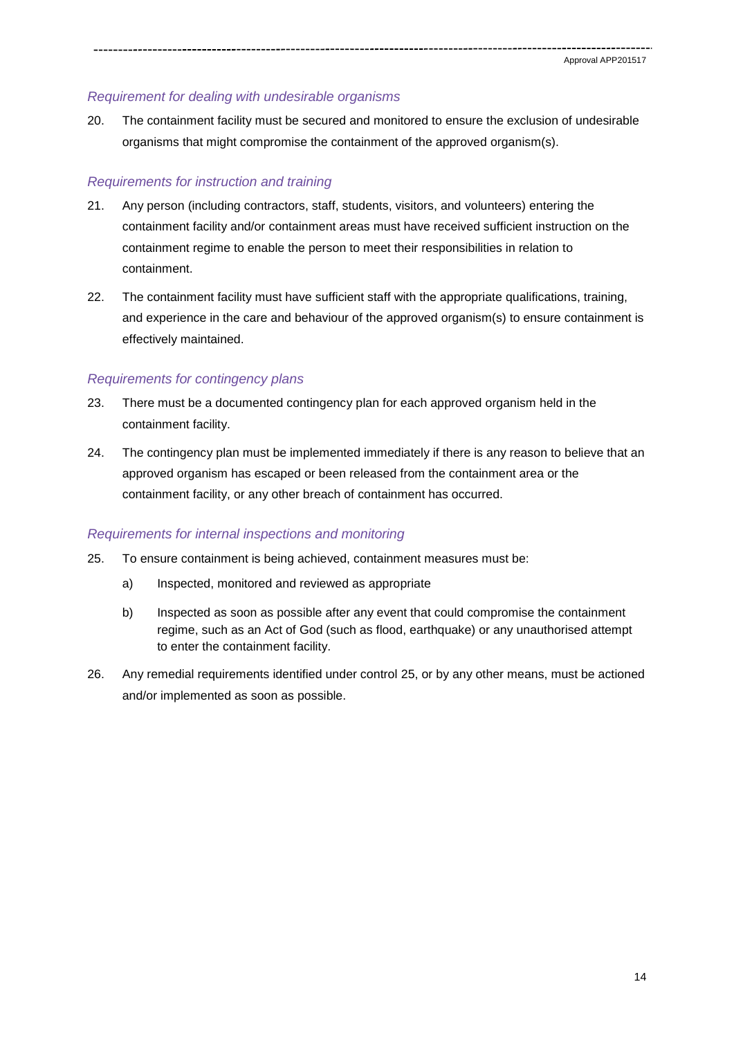### *Requirement for dealing with undesirable organisms*

20. The containment facility must be secured and monitored to ensure the exclusion of undesirable organisms that might compromise the containment of the approved organism(s).

### *Requirements for instruction and training*

21. Any person (including contractors, staff, students, visitors, and volunteers) entering the containment facility and/or containment areas must have received sufficient instruction on the containment regime to enable the person to meet their responsibilities in relation to containment.

22. The containment facility must have sufficient staff with the appropriate qualifications, training, and experience in the care and behaviour of the approved organism(s) to ensure containment is effectively maintained.

### *Requirements for contingency plans*

23. There must be a documented contingency plan for each approved organism held in the containment facility.

24. The contingency plan must be implemented immediately if there is any reason to believe that an approved organism has escaped or been released from the containment area or the containment facility, or any other breach of containment has occurred.

### *Requirements for internal inspections and monitoring*

25. To ensure containment is being achieved, containment measures must be:

    a) Inspected, monitored and reviewed as appropriate

    b) Inspected as soon as possible after any event that could compromise the containment regime, such as an Act of God (such as flood, earthquake) or any unauthorised attempt to enter the containment facility.

26. Any remedial requirements identified under control 25, or by any other means, must be actioned and/or implemented as soon as possible.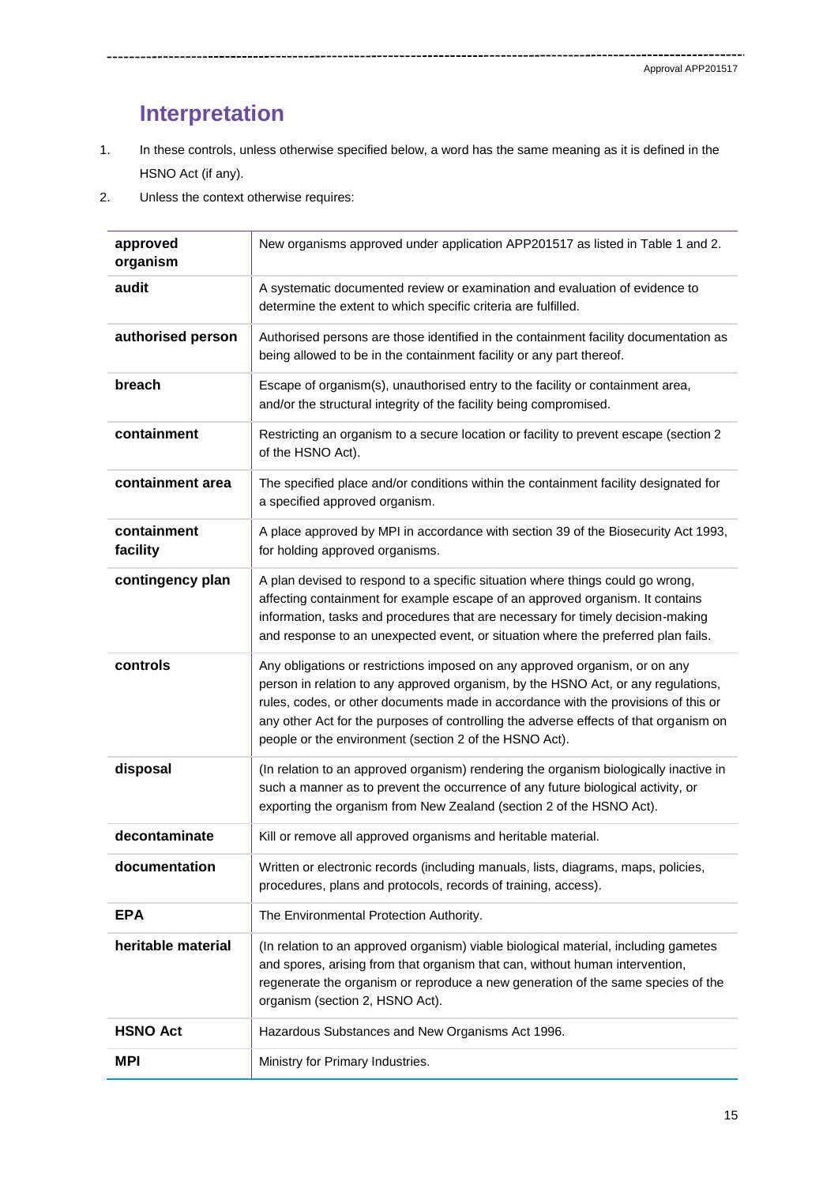# Interpretation

1. In these controls, unless otherwise specified below, a word has the same meaning as it is defined in the HSNO Act (if any).
2. Unless the context otherwise requires:

| | |
|---|---|
| **approved organism** | New organisms approved under application APP201517 as listed in Table 1 and 2. |
| **audit** | A systematic documented review or examination and evaluation of evidence to determine the extent to which specific criteria are fulfilled. |
| **authorised person** | Authorised persons are those identified in the containment facility documentation as being allowed to be in the containment facility or any part thereof. |
| **breach** | Escape of organism(s), unauthorised entry to the facility or containment area, and/or the structural integrity of the facility being compromised. |
| **containment** | Restricting an organism to a secure location or facility to prevent escape (section 2 of the HSNO Act). |
| **containment area** | The specified place and/or conditions within the containment facility designated for a specified approved organism. |
| **containment facility** | A place approved by MPI in accordance with section 39 of the Biosecurity Act 1993, for holding approved organisms. |
| **contingency plan** | A plan devised to respond to a specific situation where things could go wrong, affecting containment for example escape of an approved organism. It contains information, tasks and procedures that are necessary for timely decision-making and response to an unexpected event, or situation where the preferred plan fails. |
| **controls** | Any obligations or restrictions imposed on any approved organism, or on any person in relation to any approved organism, by the HSNO Act, or any regulations, rules, codes, or other documents made in accordance with the provisions of this or any other Act for the purposes of controlling the adverse effects of that organism on people or the environment (section 2 of the HSNO Act). |
| **disposal** | (In relation to an approved organism) rendering the organism biologically inactive in such a manner as to prevent the occurrence of any future biological activity, or exporting the organism from New Zealand (section 2 of the HSNO Act). |
| **decontaminate** | Kill or remove all approved organisms and heritable material. |
| **documentation** | Written or electronic records (including manuals, lists, diagrams, maps, policies, procedures, plans and protocols, records of training, access). |
| **EPA** | The Environmental Protection Authority. |
| **heritable material** | (In relation to an approved organism) viable biological material, including gametes and spores, arising from that organism that can, without human intervention, regenerate the organism or reproduce a new generation of the same species of the organism (section 2, HSNO Act). |
| **HSNO Act** | Hazardous Substances and New Organisms Act 1996. |
| **MPI** | Ministry for Primary Industries. |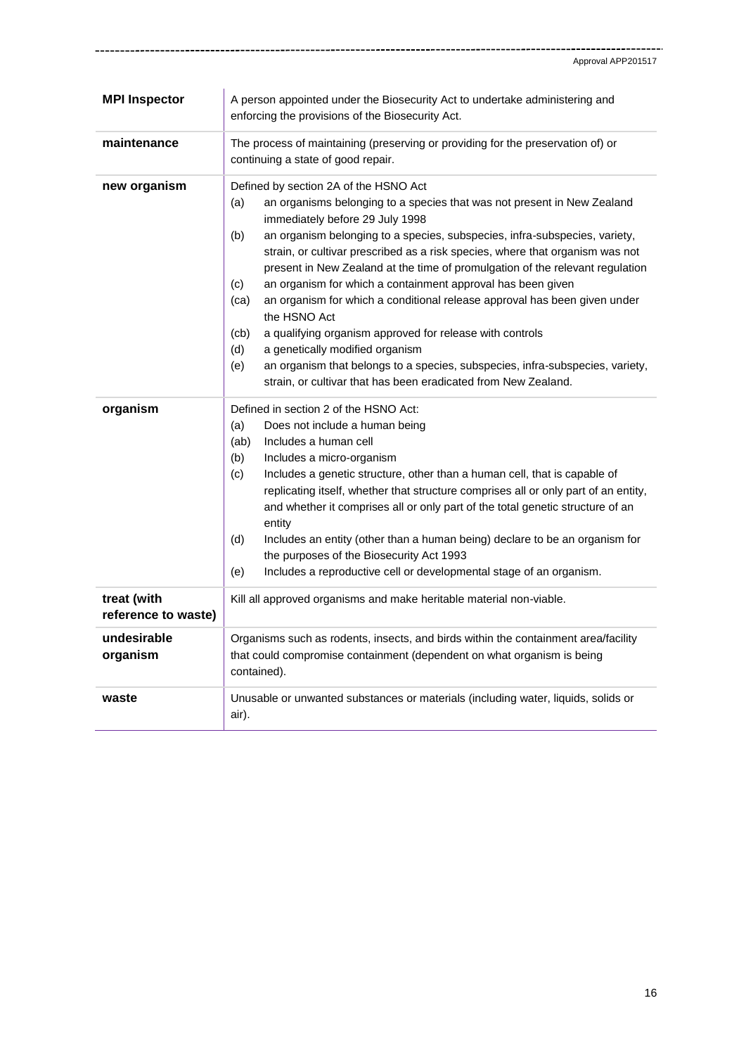| | |
|---|---|
| **MPI Inspector** | A person appointed under the Biosecurity Act to undertake administering and enforcing the provisions of the Biosecurity Act. |
| **maintenance** | The process of maintaining (preserving or providing for the preservation of) or continuing a state of good repair. |
| **new organism** | Defined by section 2A of the HSNO Act<br>(a) an organisms belonging to a species that was not present in New Zealand immediately before 29 July 1998<br>(b) an organism belonging to a species, subspecies, infra-subspecies, variety, strain, or cultivar prescribed as a risk species, where that organism was not present in New Zealand at the time of promulgation of the relevant regulation<br>(c) an organism for which a containment approval has been given<br>(ca) an organism for which a conditional release approval has been given under the HSNO Act<br>(cb) a qualifying organism approved for release with controls<br>(d) a genetically modified organism<br>(e) an organism that belongs to a species, subspecies, infra-subspecies, variety, strain, or cultivar that has been eradicated from New Zealand. |
| **organism** | Defined in section 2 of the HSNO Act:<br>(a) Does not include a human being<br>(ab) Includes a human cell<br>(b) Includes a micro-organism<br>(c) Includes a genetic structure, other than a human cell, that is capable of replicating itself, whether that structure comprises all or only part of an entity, and whether it comprises all or only part of the total genetic structure of an entity<br>(d) Includes an entity (other than a human being) declare to be an organism for the purposes of the Biosecurity Act 1993<br>(e) Includes a reproductive cell or developmental stage of an organism. |
| **treat (with reference to waste)** | Kill all approved organisms and make heritable material non-viable. |
| **undesirable organism** | Organisms such as rodents, insects, and birds within the containment area/facility that could compromise containment (dependent on what organism is being contained). |
| **waste** | Unusable or unwanted substances or materials (including water, liquids, solids or air). |